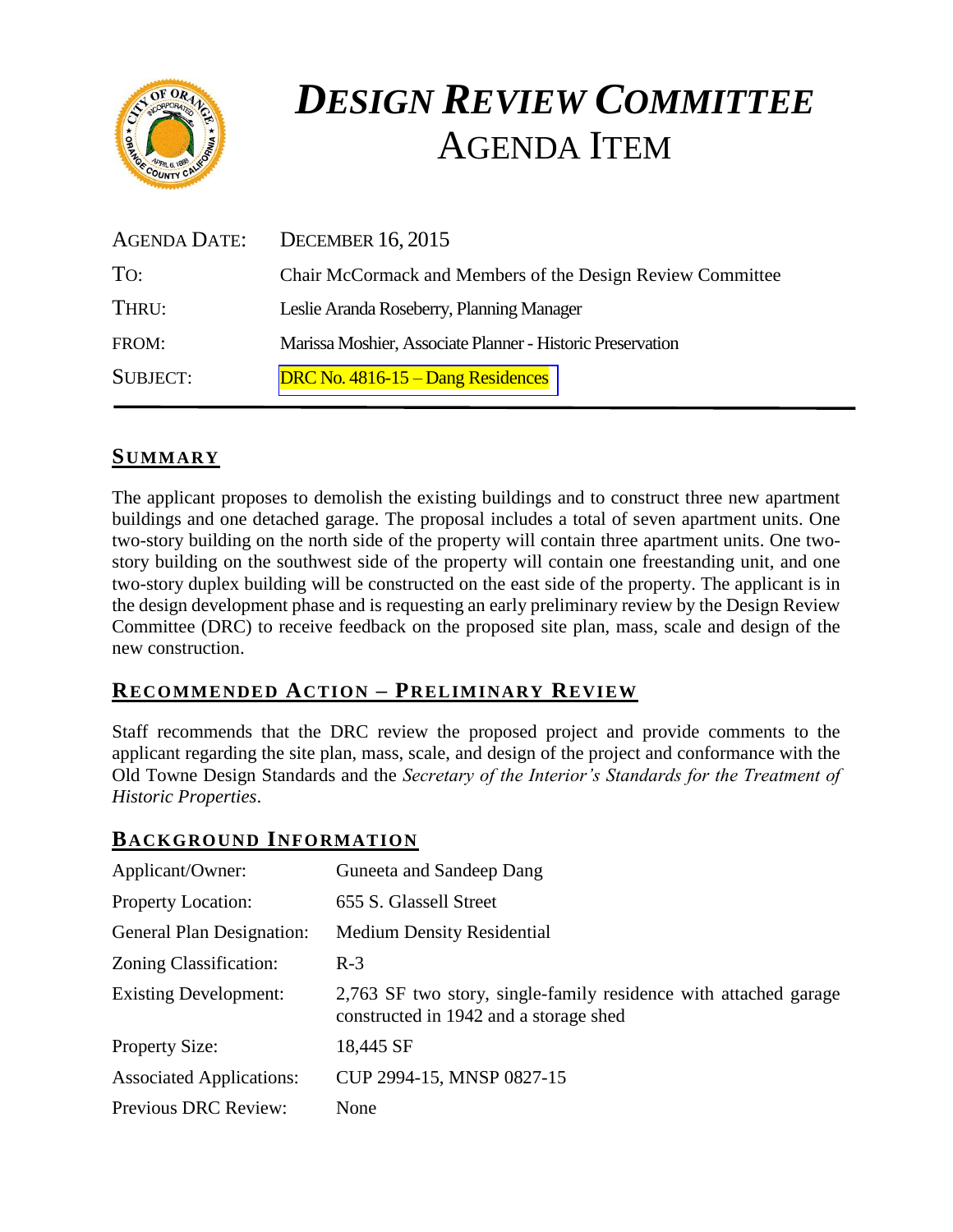# *DESIGN REVIEW COMMITTEE*
# AGENDA ITEM

| | |
|---|---|
| AGENDA DATE: | DECEMBER 16, 2015 |
| TO: | Chair McCormack and Members of the Design Review Committee |
| THRU: | Leslie Aranda Roseberry, Planning Manager |
| FROM: | Marissa Moshier, Associate Planner - Historic Preservation |
| SUBJECT: | DRC No. 4816-15 – Dang Residences |

## SUMMARY

The applicant proposes to demolish the existing buildings and to construct three new apartment buildings and one detached garage. The proposal includes a total of seven apartment units. One two-story building on the north side of the property will contain three apartment units. One two-story building on the southwest side of the property will contain one freestanding unit, and one two-story duplex building will be constructed on the east side of the property. The applicant is in the design development phase and is requesting an early preliminary review by the Design Review Committee (DRC) to receive feedback on the proposed site plan, mass, scale and design of the new construction.

## RECOMMENDED ACTION – PRELIMINARY REVIEW

Staff recommends that the DRC review the proposed project and provide comments to the applicant regarding the site plan, mass, scale, and design of the project and conformance with the Old Towne Design Standards and the *Secretary of the Interior's Standards for the Treatment of Historic Properties*.

## BACKGROUND INFORMATION

| | |
|---|---|
| Applicant/Owner: | Guneeta and Sandeep Dang |
| Property Location: | 655 S. Glassell Street |
| General Plan Designation: | Medium Density Residential |
| Zoning Classification: | R-3 |
| Existing Development: | 2,763 SF two story, single-family residence with attached garage constructed in 1942 and a storage shed |
| Property Size: | 18,445 SF |
| Associated Applications: | CUP 2994-15, MNSP 0827-15 |
| Previous DRC Review: | None |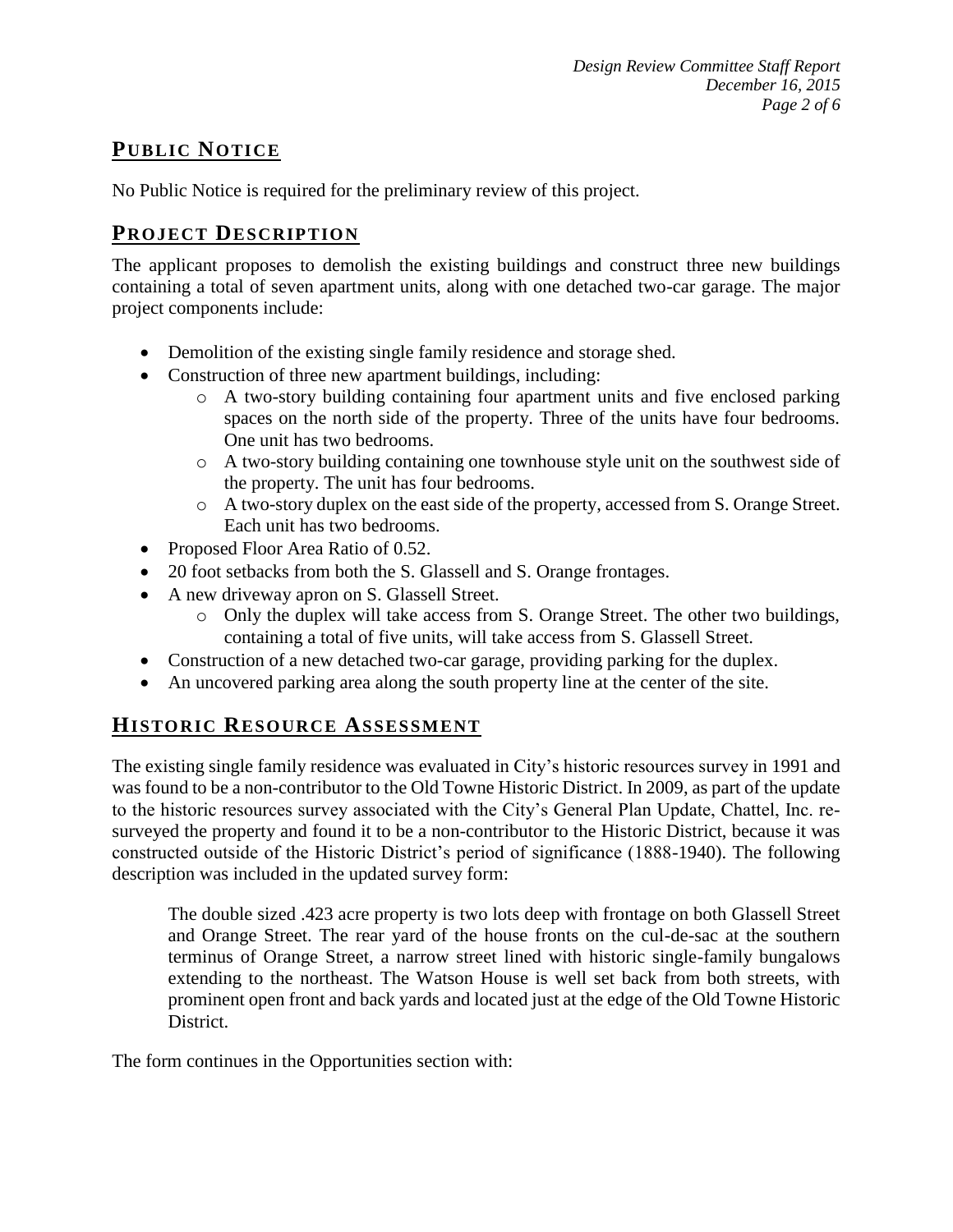## PUBLIC NOTICE

No Public Notice is required for the preliminary review of this project.

## PROJECT DESCRIPTION

The applicant proposes to demolish the existing buildings and construct three new buildings containing a total of seven apartment units, along with one detached two-car garage. The major project components include:

- Demolition of the existing single family residence and storage shed.
- Construction of three new apartment buildings, including:
    - A two-story building containing four apartment units and five enclosed parking spaces on the north side of the property. Three of the units have four bedrooms. One unit has two bedrooms.
    - A two-story building containing one townhouse style unit on the southwest side of the property. The unit has four bedrooms.
    - A two-story duplex on the east side of the property, accessed from S. Orange Street. Each unit has two bedrooms.
- Proposed Floor Area Ratio of 0.52.
- 20 foot setbacks from both the S. Glassell and S. Orange frontages.
- A new driveway apron on S. Glassell Street.
    - Only the duplex will take access from S. Orange Street. The other two buildings, containing a total of five units, will take access from S. Glassell Street.
- Construction of a new detached two-car garage, providing parking for the duplex.
- An uncovered parking area along the south property line at the center of the site.

## HISTORIC RESOURCE ASSESSMENT

The existing single family residence was evaluated in City's historic resources survey in 1991 and was found to be a non-contributor to the Old Towne Historic District. In 2009, as part of the update to the historic resources survey associated with the City's General Plan Update, Chattel, Inc. re-surveyed the property and found it to be a non-contributor to the Historic District, because it was constructed outside of the Historic District's period of significance (1888-1940). The following description was included in the updated survey form:

> The double sized .423 acre property is two lots deep with frontage on both Glassell Street and Orange Street. The rear yard of the house fronts on the cul-de-sac at the southern terminus of Orange Street, a narrow street lined with historic single-family bungalows extending to the northeast. The Watson House is well set back from both streets, with prominent open front and back yards and located just at the edge of the Old Towne Historic District.

The form continues in the Opportunities section with: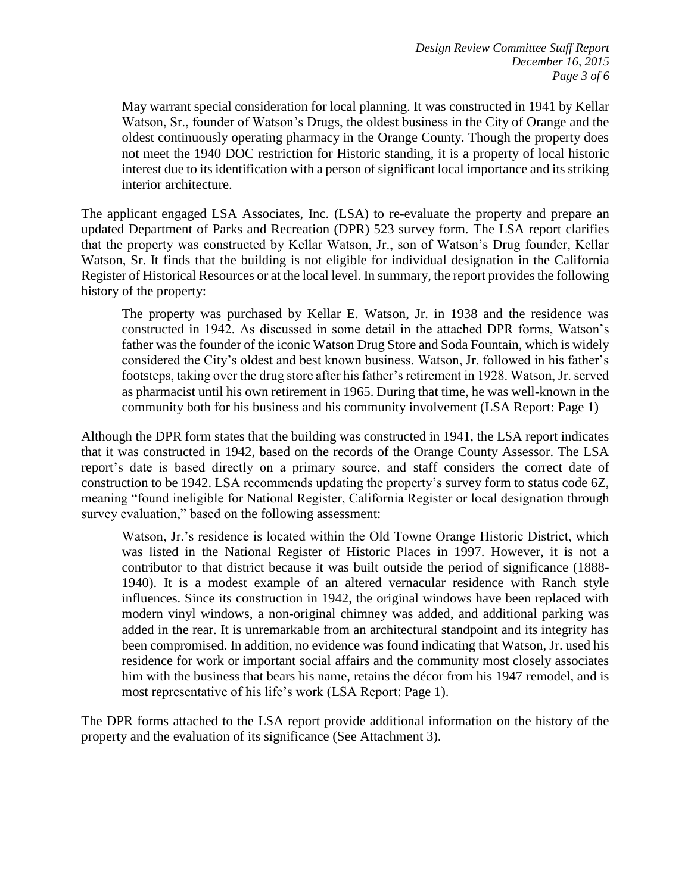May warrant special consideration for local planning. It was constructed in 1941 by Kellar Watson, Sr., founder of Watson's Drugs, the oldest business in the City of Orange and the oldest continuously operating pharmacy in the Orange County. Though the property does not meet the 1940 DOC restriction for Historic standing, it is a property of local historic interest due to its identification with a person of significant local importance and its striking interior architecture.

The applicant engaged LSA Associates, Inc. (LSA) to re-evaluate the property and prepare an updated Department of Parks and Recreation (DPR) 523 survey form. The LSA report clarifies that the property was constructed by Kellar Watson, Jr., son of Watson's Drug founder, Kellar Watson, Sr. It finds that the building is not eligible for individual designation in the California Register of Historical Resources or at the local level. In summary, the report provides the following history of the property:

> The property was purchased by Kellar E. Watson, Jr. in 1938 and the residence was constructed in 1942. As discussed in some detail in the attached DPR forms, Watson's father was the founder of the iconic Watson Drug Store and Soda Fountain, which is widely considered the City's oldest and best known business. Watson, Jr. followed in his father's footsteps, taking over the drug store after his father's retirement in 1928. Watson, Jr. served as pharmacist until his own retirement in 1965. During that time, he was well-known in the community both for his business and his community involvement (LSA Report: Page 1)

Although the DPR form states that the building was constructed in 1941, the LSA report indicates that it was constructed in 1942, based on the records of the Orange County Assessor. The LSA report's date is based directly on a primary source, and staff considers the correct date of construction to be 1942. LSA recommends updating the property's survey form to status code 6Z, meaning "found ineligible for National Register, California Register or local designation through survey evaluation," based on the following assessment:

> Watson, Jr.'s residence is located within the Old Towne Orange Historic District, which was listed in the National Register of Historic Places in 1997. However, it is not a contributor to that district because it was built outside the period of significance (1888-1940). It is a modest example of an altered vernacular residence with Ranch style influences. Since its construction in 1942, the original windows have been replaced with modern vinyl windows, a non-original chimney was added, and additional parking was added in the rear. It is unremarkable from an architectural standpoint and its integrity has been compromised. In addition, no evidence was found indicating that Watson, Jr. used his residence for work or important social affairs and the community most closely associates him with the business that bears his name, retains the décor from his 1947 remodel, and is most representative of his life's work (LSA Report: Page 1).

The DPR forms attached to the LSA report provide additional information on the history of the property and the evaluation of its significance (See Attachment 3).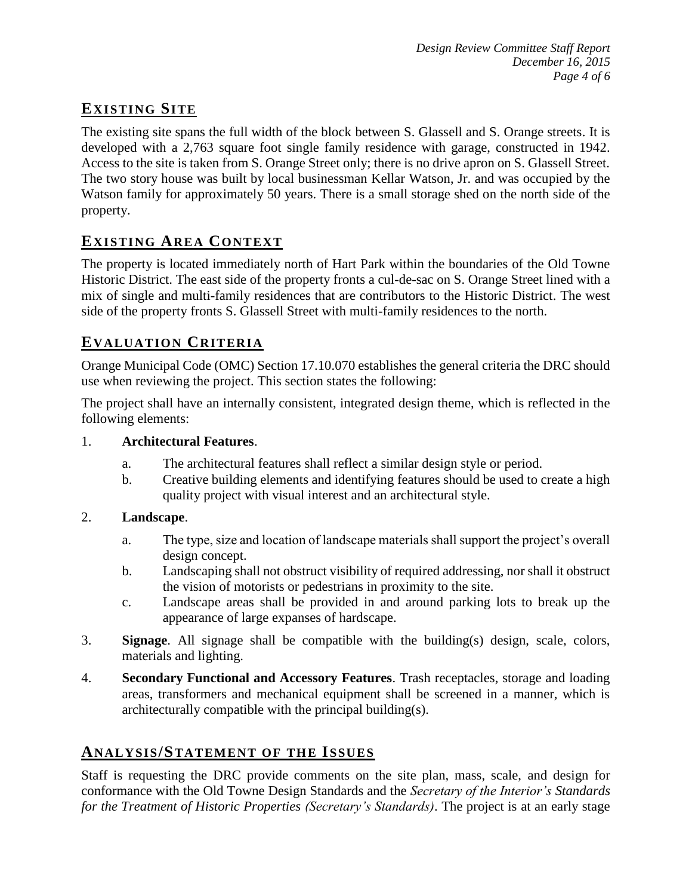## EXISTING SITE

The existing site spans the full width of the block between S. Glassell and S. Orange streets. It is developed with a 2,763 square foot single family residence with garage, constructed in 1942. Access to the site is taken from S. Orange Street only; there is no drive apron on S. Glassell Street. The two story house was built by local businessman Kellar Watson, Jr. and was occupied by the Watson family for approximately 50 years. There is a small storage shed on the north side of the property.

## EXISTING AREA CONTEXT

The property is located immediately north of Hart Park within the boundaries of the Old Towne Historic District. The east side of the property fronts a cul-de-sac on S. Orange Street lined with a mix of single and multi-family residences that are contributors to the Historic District. The west side of the property fronts S. Glassell Street with multi-family residences to the north.

## EVALUATION CRITERIA

Orange Municipal Code (OMC) Section 17.10.070 establishes the general criteria the DRC should use when reviewing the project. This section states the following:

The project shall have an internally consistent, integrated design theme, which is reflected in the following elements:

1. **Architectural Features**.
   a. The architectural features shall reflect a similar design style or period.
   b. Creative building elements and identifying features should be used to create a high quality project with visual interest and an architectural style.

2. **Landscape**.
   a. The type, size and location of landscape materials shall support the project's overall design concept.
   b. Landscaping shall not obstruct visibility of required addressing, nor shall it obstruct the vision of motorists or pedestrians in proximity to the site.
   c. Landscape areas shall be provided in and around parking lots to break up the appearance of large expanses of hardscape.

3. **Signage**. All signage shall be compatible with the building(s) design, scale, colors, materials and lighting.

4. **Secondary Functional and Accessory Features**. Trash receptacles, storage and loading areas, transformers and mechanical equipment shall be screened in a manner, which is architecturally compatible with the principal building(s).

## ANALYSIS/STATEMENT OF THE ISSUES

Staff is requesting the DRC provide comments on the site plan, mass, scale, and design for conformance with the Old Towne Design Standards and the *Secretary of the Interior's Standards for the Treatment of Historic Properties (Secretary's Standards)*. The project is at an early stage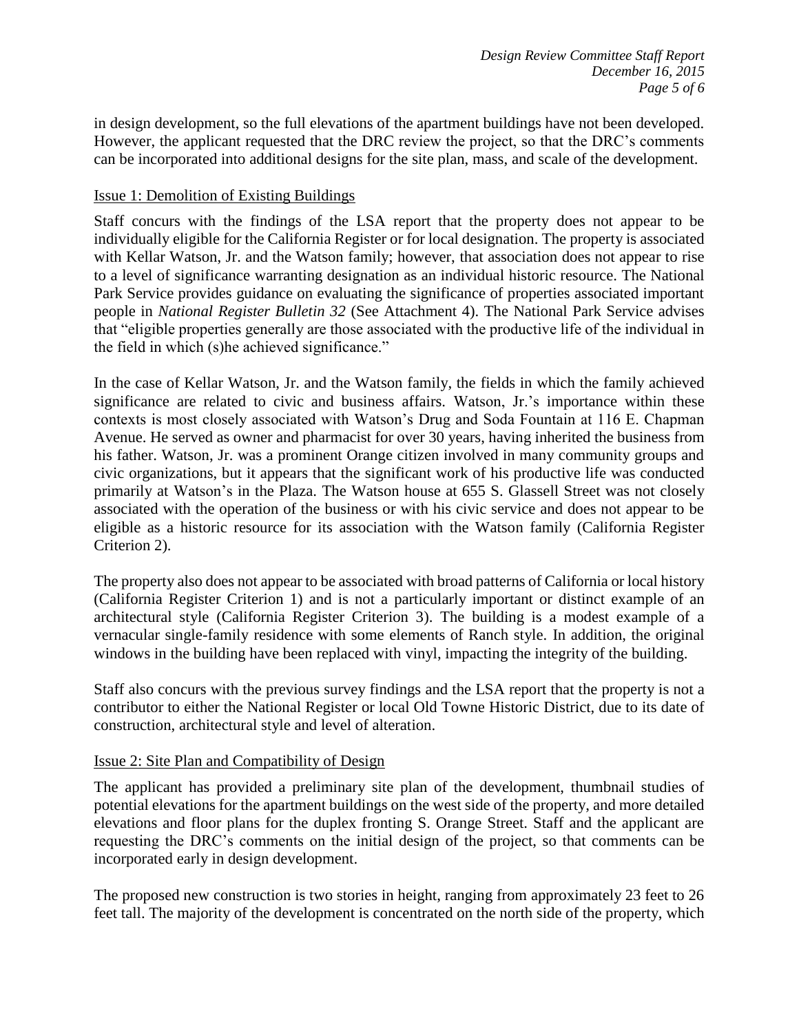in design development, so the full elevations of the apartment buildings have not been developed. However, the applicant requested that the DRC review the project, so that the DRC's comments can be incorporated into additional designs for the site plan, mass, and scale of the development.

## Issue 1: Demolition of Existing Buildings

Staff concurs with the findings of the LSA report that the property does not appear to be individually eligible for the California Register or for local designation. The property is associated with Kellar Watson, Jr. and the Watson family; however, that association does not appear to rise to a level of significance warranting designation as an individual historic resource. The National Park Service provides guidance on evaluating the significance of properties associated important people in *National Register Bulletin 32* (See Attachment 4). The National Park Service advises that "eligible properties generally are those associated with the productive life of the individual in the field in which (s)he achieved significance."

In the case of Kellar Watson, Jr. and the Watson family, the fields in which the family achieved significance are related to civic and business affairs. Watson, Jr.'s importance within these contexts is most closely associated with Watson's Drug and Soda Fountain at 116 E. Chapman Avenue. He served as owner and pharmacist for over 30 years, having inherited the business from his father. Watson, Jr. was a prominent Orange citizen involved in many community groups and civic organizations, but it appears that the significant work of his productive life was conducted primarily at Watson's in the Plaza. The Watson house at 655 S. Glassell Street was not closely associated with the operation of the business or with his civic service and does not appear to be eligible as a historic resource for its association with the Watson family (California Register Criterion 2).

The property also does not appear to be associated with broad patterns of California or local history (California Register Criterion 1) and is not a particularly important or distinct example of an architectural style (California Register Criterion 3). The building is a modest example of a vernacular single-family residence with some elements of Ranch style. In addition, the original windows in the building have been replaced with vinyl, impacting the integrity of the building.

Staff also concurs with the previous survey findings and the LSA report that the property is not a contributor to either the National Register or local Old Towne Historic District, due to its date of construction, architectural style and level of alteration.

## Issue 2: Site Plan and Compatibility of Design

The applicant has provided a preliminary site plan of the development, thumbnail studies of potential elevations for the apartment buildings on the west side of the property, and more detailed elevations and floor plans for the duplex fronting S. Orange Street. Staff and the applicant are requesting the DRC's comments on the initial design of the project, so that comments can be incorporated early in design development.

The proposed new construction is two stories in height, ranging from approximately 23 feet to 26 feet tall. The majority of the development is concentrated on the north side of the property, which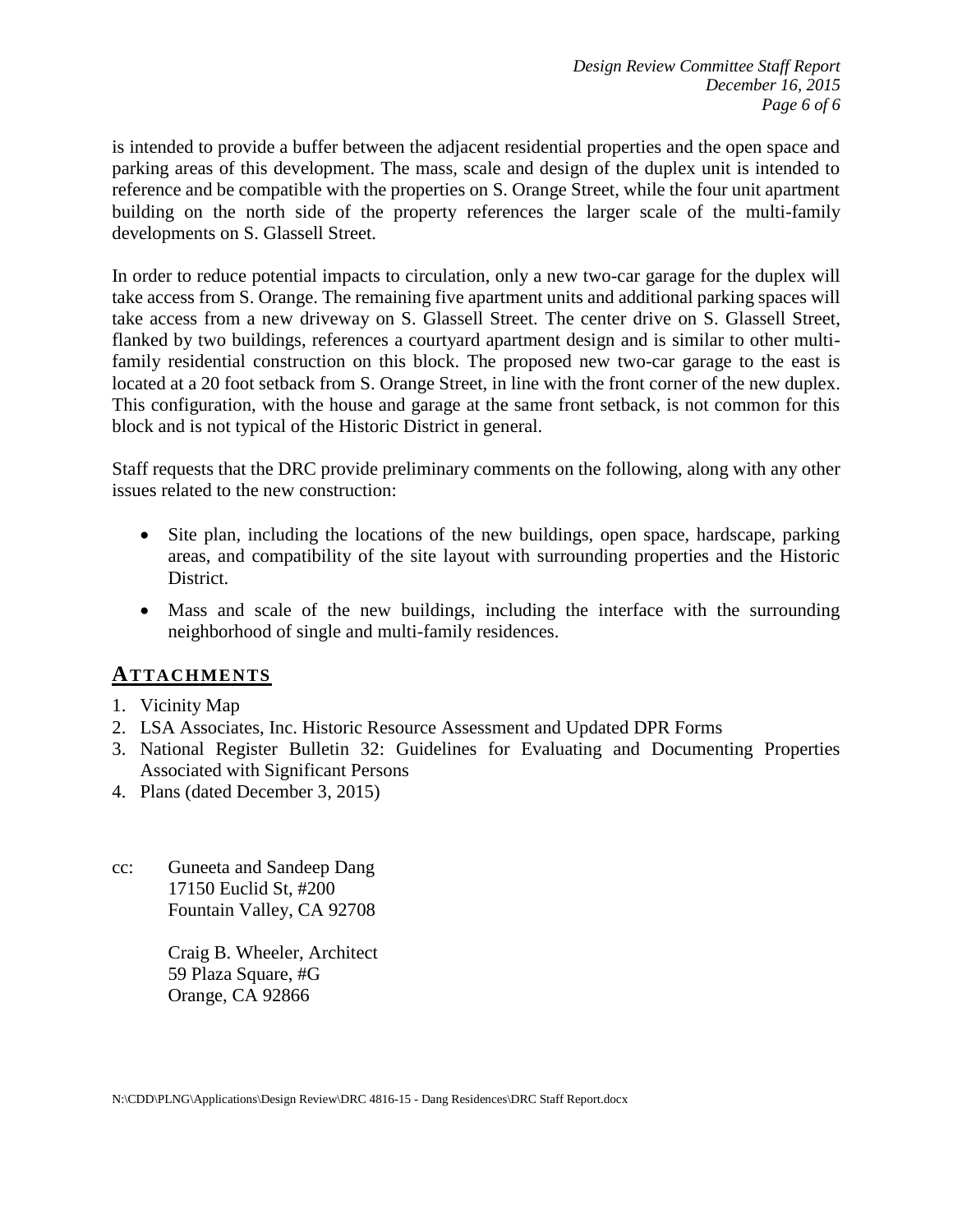is intended to provide a buffer between the adjacent residential properties and the open space and parking areas of this development. The mass, scale and design of the duplex unit is intended to reference and be compatible with the properties on S. Orange Street, while the four unit apartment building on the north side of the property references the larger scale of the multi-family developments on S. Glassell Street.

In order to reduce potential impacts to circulation, only a new two-car garage for the duplex will take access from S. Orange. The remaining five apartment units and additional parking spaces will take access from a new driveway on S. Glassell Street. The center drive on S. Glassell Street, flanked by two buildings, references a courtyard apartment design and is similar to other multi-family residential construction on this block. The proposed new two-car garage to the east is located at a 20 foot setback from S. Orange Street, in line with the front corner of the new duplex. This configuration, with the house and garage at the same front setback, is not common for this block and is not typical of the Historic District in general.

Staff requests that the DRC provide preliminary comments on the following, along with any other issues related to the new construction:

- Site plan, including the locations of the new buildings, open space, hardscape, parking areas, and compatibility of the site layout with surrounding properties and the Historic District.
- Mass and scale of the new buildings, including the interface with the surrounding neighborhood of single and multi-family residences.

## ATTACHMENTS

1. Vicinity Map
2. LSA Associates, Inc. Historic Resource Assessment and Updated DPR Forms
3. National Register Bulletin 32: Guidelines for Evaluating and Documenting Properties Associated with Significant Persons
4. Plans (dated December 3, 2015)

cc: Guneeta and Sandeep Dang
17150 Euclid St, #200
Fountain Valley, CA 92708

Craig B. Wheeler, Architect
59 Plaza Square, #G
Orange, CA 92866

N:\CDD\PLNG\Applications\Design Review\DRC 4816-15 - Dang Residences\DRC Staff Report.docx